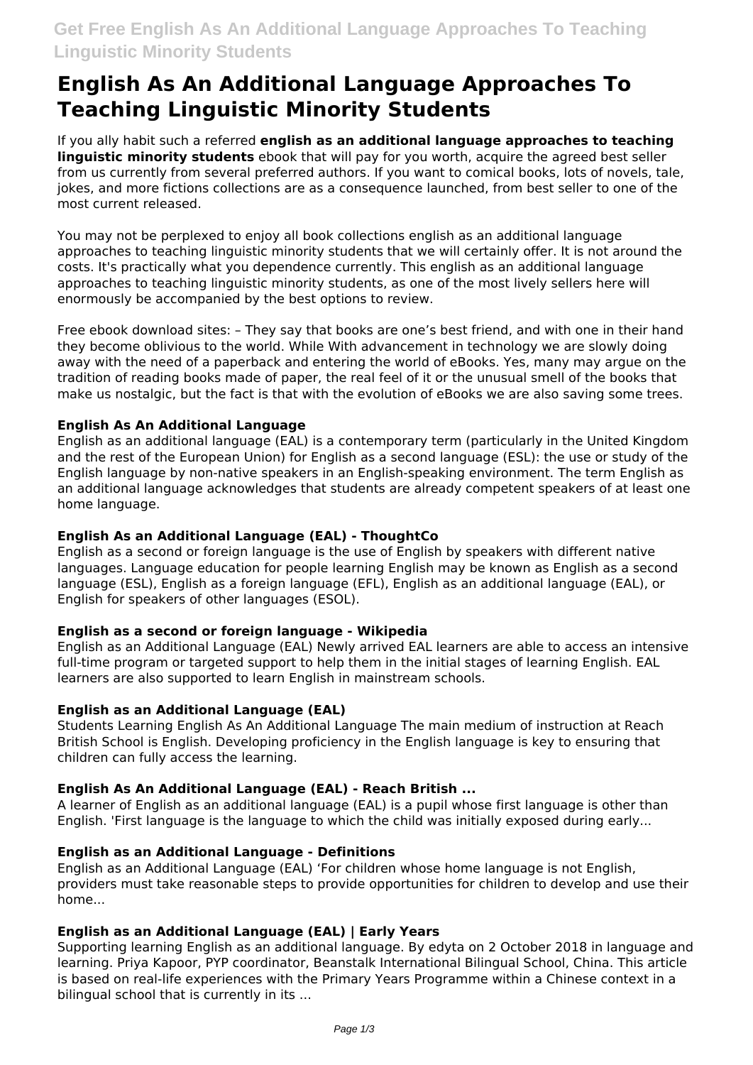# English As An Additional Language Approaches To Teaching Linguistic Minority Students

If you ally habit such a referred **english as an additional language approaches to teaching linguistic minority students** ebook that will pay for you worth, acquire the agreed best seller from us currently from several preferred authors. If you want to comical books, lots of novels, tale, jokes, and more fictions collections are as a consequence launched, from best seller to one of the most current released.

You may not be perplexed to enjoy all book collections english as an additional language approaches to teaching linguistic minority students that we will certainly offer. It is not around the costs. It's practically what you dependence currently. This english as an additional language approaches to teaching linguistic minority students, as one of the most lively sellers here will enormously be accompanied by the best options to review.

Free ebook download sites: – They say that books are one's best friend, and with one in their hand they become oblivious to the world. While With advancement in technology we are slowly doing away with the need of a paperback and entering the world of eBooks. Yes, many may argue on the tradition of reading books made of paper, the real feel of it or the unusual smell of the books that make us nostalgic, but the fact is that with the evolution of eBooks we are also saving some trees.

### English As An Additional Language

English as an additional language (EAL) is a contemporary term (particularly in the United Kingdom and the rest of the European Union) for English as a second language (ESL): the use or study of the English language by non-native speakers in an English-speaking environment. The term English as an additional language acknowledges that students are already competent speakers of at least one home language.

### English As an Additional Language (EAL) - ThoughtCo

English as a second or foreign language is the use of English by speakers with different native languages. Language education for people learning English may be known as English as a second language (ESL), English as a foreign language (EFL), English as an additional language (EAL), or English for speakers of other languages (ESOL).

### English as a second or foreign language - Wikipedia

English as an Additional Language (EAL) Newly arrived EAL learners are able to access an intensive full-time program or targeted support to help them in the initial stages of learning English. EAL learners are also supported to learn English in mainstream schools.

### English as an Additional Language (EAL)

Students Learning English As An Additional Language The main medium of instruction at Reach British School is English. Developing proficiency in the English language is key to ensuring that children can fully access the learning.

### English As An Additional Language (EAL) - Reach British ...

A learner of English as an additional language (EAL) is a pupil whose first language is other than English. 'First language is the language to which the child was initially exposed during early...

### English as an Additional Language - Definitions

English as an Additional Language (EAL) 'For children whose home language is not English, providers must take reasonable steps to provide opportunities for children to develop and use their home...

### English as an Additional Language (EAL) | Early Years

Supporting learning English as an additional language. By edyta on 2 October 2018 in language and learning. Priya Kapoor, PYP coordinator, Beanstalk International Bilingual School, China. This article is based on real-life experiences with the Primary Years Programme within a Chinese context in a bilingual school that is currently in its ...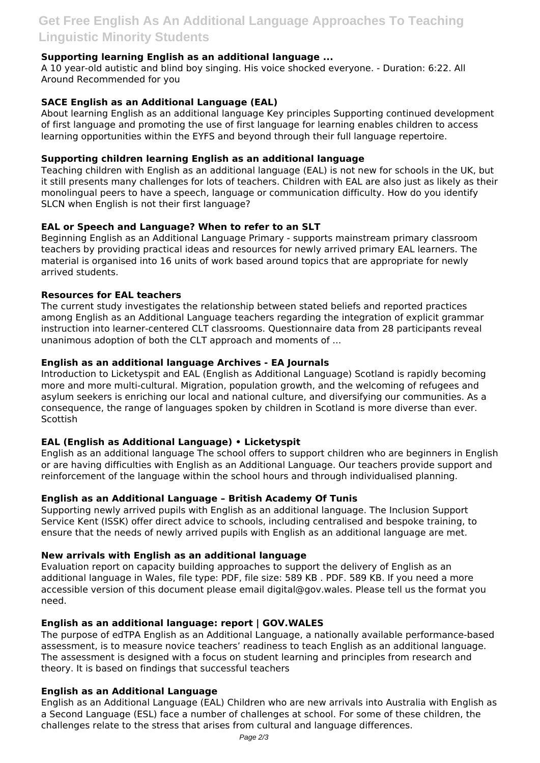### Supporting learning English as an additional language ...

A 10 year-old autistic and blind boy singing. His voice shocked everyone. - Duration: 6:22. All Around Recommended for you

### SACE English as an Additional Language (EAL)

About learning English as an additional language Key principles Supporting continued development of first language and promoting the use of first language for learning enables children to access learning opportunities within the EYFS and beyond through their full language repertoire.

### Supporting children learning English as an additional language

Teaching children with English as an additional language (EAL) is not new for schools in the UK, but it still presents many challenges for lots of teachers. Children with EAL are also just as likely as their monolingual peers to have a speech, language or communication difficulty. How do you identify SLCN when English is not their first language?

### EAL or Speech and Language? When to refer to an SLT

Beginning English as an Additional Language Primary - supports mainstream primary classroom teachers by providing practical ideas and resources for newly arrived primary EAL learners. The material is organised into 16 units of work based around topics that are appropriate for newly arrived students.

### Resources for EAL teachers

The current study investigates the relationship between stated beliefs and reported practices among English as an Additional Language teachers regarding the integration of explicit grammar instruction into learner-centered CLT classrooms. Questionnaire data from 28 participants reveal unanimous adoption of both the CLT approach and moments of ...

### English as an additional language Archives - EA Journals

Introduction to Licketyspit and EAL (English as Additional Language) Scotland is rapidly becoming more and more multi-cultural. Migration, population growth, and the welcoming of refugees and asylum seekers is enriching our local and national culture, and diversifying our communities. As a consequence, the range of languages spoken by children in Scotland is more diverse than ever. Scottish

### EAL (English as Additional Language) • Licketyspit

English as an additional language The school offers to support children who are beginners in English or are having difficulties with English as an Additional Language. Our teachers provide support and reinforcement of the language within the school hours and through individualised planning.

### English as an Additional Language – British Academy Of Tunis

Supporting newly arrived pupils with English as an additional language. The Inclusion Support Service Kent (ISSK) offer direct advice to schools, including centralised and bespoke training, to ensure that the needs of newly arrived pupils with English as an additional language are met.

### New arrivals with English as an additional language

Evaluation report on capacity building approaches to support the delivery of English as an additional language in Wales, file type: PDF, file size: 589 KB . PDF. 589 KB. If you need a more accessible version of this document please email digital@gov.wales. Please tell us the format you need.

### English as an additional language: report | GOV.WALES

The purpose of edTPA English as an Additional Language, a nationally available performance-based assessment, is to measure novice teachers' readiness to teach English as an additional language. The assessment is designed with a focus on student learning and principles from research and theory. It is based on findings that successful teachers

### English as an Additional Language

English as an Additional Language (EAL) Children who are new arrivals into Australia with English as a Second Language (ESL) face a number of challenges at school. For some of these children, the challenges relate to the stress that arises from cultural and language differences.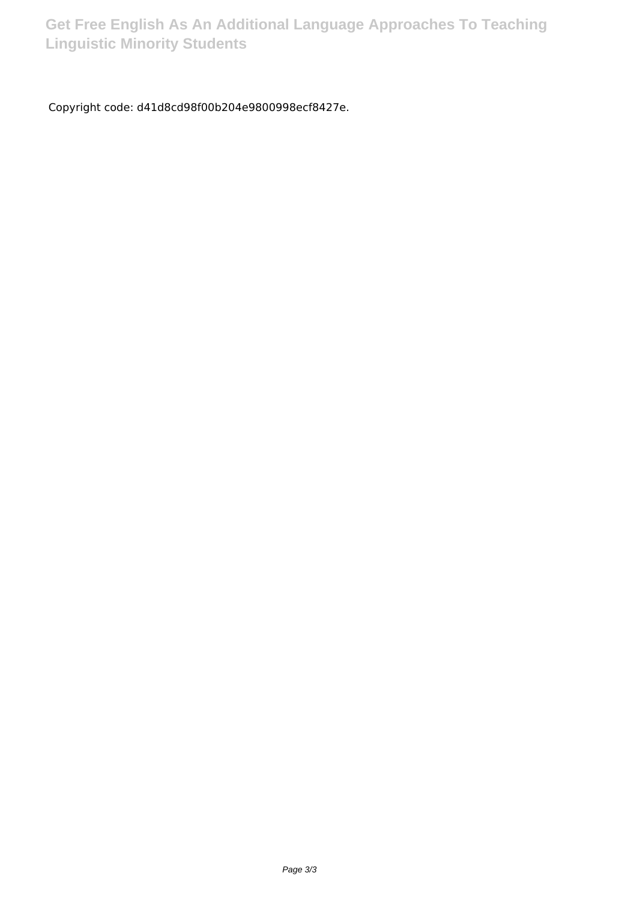Copyright code: d41d8cd98f00b204e9800998ecf8427e.